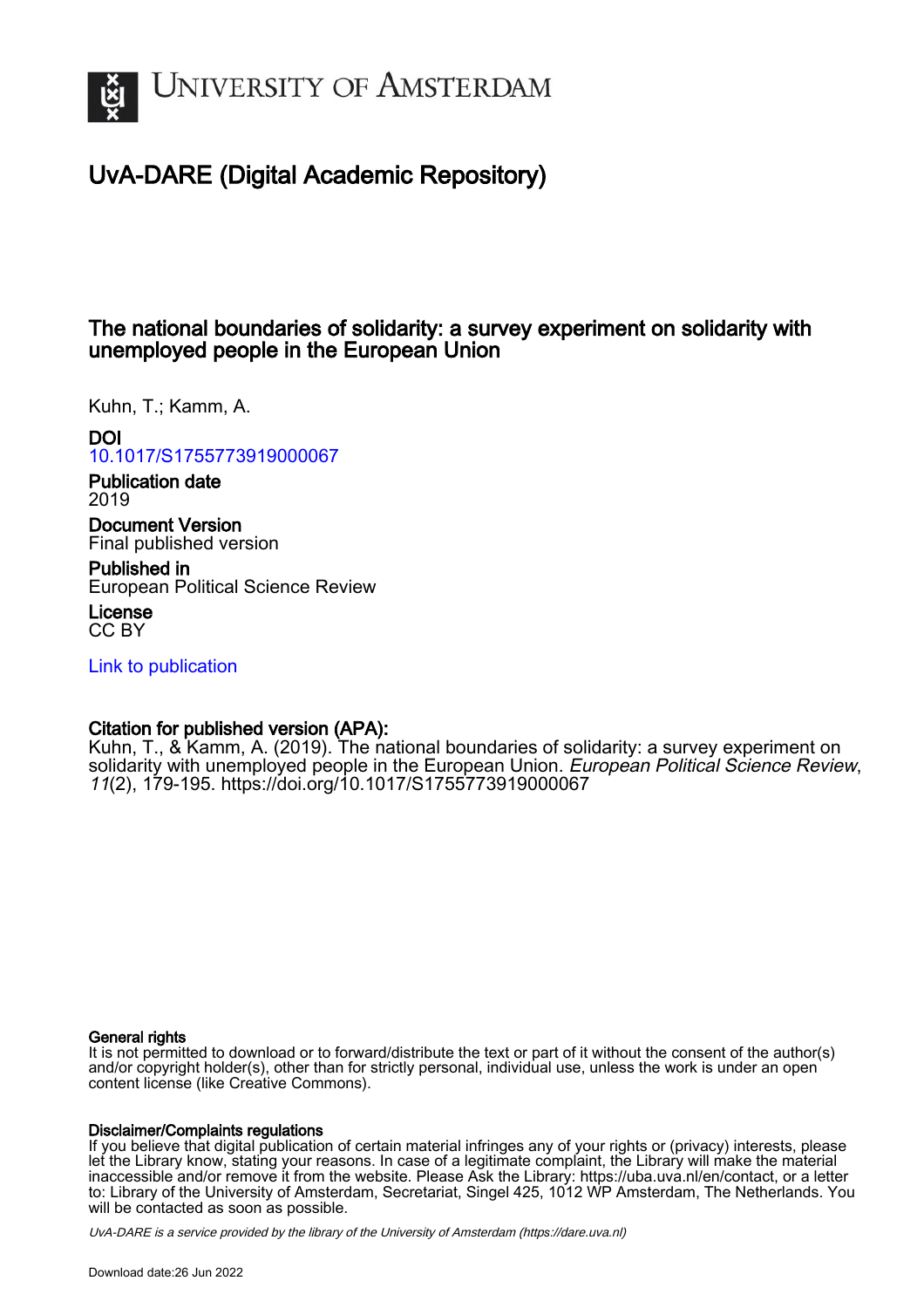# UvA-DARE (Digital Academic Repository)

## The national boundaries of solidarity: a survey experiment on solidarity with unemployed people in the European Union

Kuhn, T.; Kamm, A.

**DOI**
10.1017/S1755773919000067

**Publication date**
2019

**Document Version**
Final published version

**Published in**
European Political Science Review

**License**
CC BY

Link to publication

**Citation for published version (APA):**
Kuhn, T., & Kamm, A. (2019). The national boundaries of solidarity: a survey experiment on solidarity with unemployed people in the European Union. *European Political Science Review*, *11*(2), 179-195. https://doi.org/10.1017/S1755773919000067

**General rights**
It is not permitted to download or to forward/distribute the text or part of it without the consent of the author(s) and/or copyright holder(s), other than for strictly personal, individual use, unless the work is under an open content license (like Creative Commons).

**Disclaimer/Complaints regulations**
If you believe that digital publication of certain material infringes any of your rights or (privacy) interests, please let the Library know, stating your reasons. In case of a legitimate complaint, the Library will make the material inaccessible and/or remove it from the website. Please Ask the Library: https://uba.uva.nl/en/contact, or a letter to: Library of the University of Amsterdam, Secretariat, Singel 425, 1012 WP Amsterdam, The Netherlands. You will be contacted as soon as possible.

UvA-DARE is a service provided by the library of the University of Amsterdam (https://dare.uva.nl)

Download date:26 Jun 2022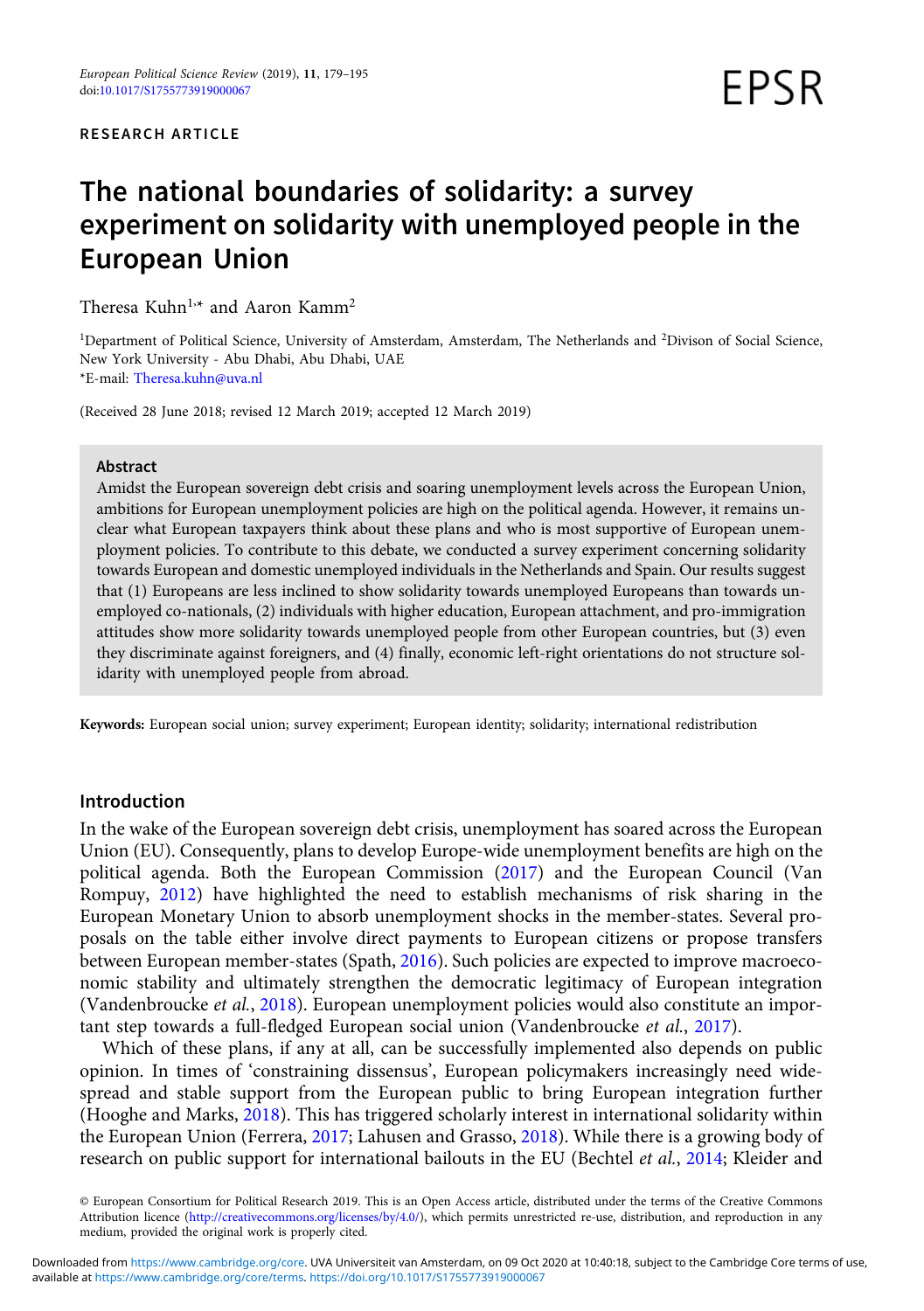RESEARCH ARTICLE

# The national boundaries of solidarity: a survey experiment on solidarity with unemployed people in the European Union

Theresa Kuhn[1,*] and Aaron Kamm[2]

[1]Department of Political Science, University of Amsterdam, Amsterdam, The Netherlands and [2]Divison of Social Science, New York University - Abu Dhabi, Abu Dhabi, UAE
*E-mail: Theresa.kuhn@uva.nl

(Received 28 June 2018; revised 12 March 2019; accepted 12 March 2019)

## Abstract

Amidst the European sovereign debt crisis and soaring unemployment levels across the European Union, ambitions for European unemployment policies are high on the political agenda. However, it remains unclear what European taxpayers think about these plans and who is most supportive of European unemployment policies. To contribute to this debate, we conducted a survey experiment concerning solidarity towards European and domestic unemployed individuals in the Netherlands and Spain. Our results suggest that (1) Europeans are less inclined to show solidarity towards unemployed Europeans than towards unemployed co-nationals, (2) individuals with higher education, European attachment, and pro-immigration attitudes show more solidarity towards unemployed people from other European countries, but (3) even they discriminate against foreigners, and (4) finally, economic left-right orientations do not structure solidarity with unemployed people from abroad.

**Keywords:** European social union; survey experiment; European identity; solidarity; international redistribution

## Introduction

In the wake of the European sovereign debt crisis, unemployment has soared across the European Union (EU). Consequently, plans to develop Europe-wide unemployment benefits are high on the political agenda. Both the European Commission (2017) and the European Council (Van Rompuy, 2012) have highlighted the need to establish mechanisms of risk sharing in the European Monetary Union to absorb unemployment shocks in the member-states. Several proposals on the table either involve direct payments to European citizens or propose transfers between European member-states (Spath, 2016). Such policies are expected to improve macroeconomic stability and ultimately strengthen the democratic legitimacy of European integration (Vandenbroucke *et al.*, 2018). European unemployment policies would also constitute an important step towards a full-fledged European social union (Vandenbroucke *et al.*, 2017).

Which of these plans, if any at all, can be successfully implemented also depends on public opinion. In times of 'constraining dissensus', European policymakers increasingly need widespread and stable support from the European public to bring European integration further (Hooghe and Marks, 2018). This has triggered scholarly interest in international solidarity within the European Union (Ferrera, 2017; Lahusen and Grasso, 2018). While there is a growing body of research on public support for international bailouts in the EU (Bechtel *et al.*, 2014; Kleider and

© European Consortium for Political Research 2019. This is an Open Access article, distributed under the terms of the Creative Commons Attribution licence (http://creativecommons.org/licenses/by/4.0/), which permits unrestricted re-use, distribution, and reproduction in any medium, provided the original work is properly cited.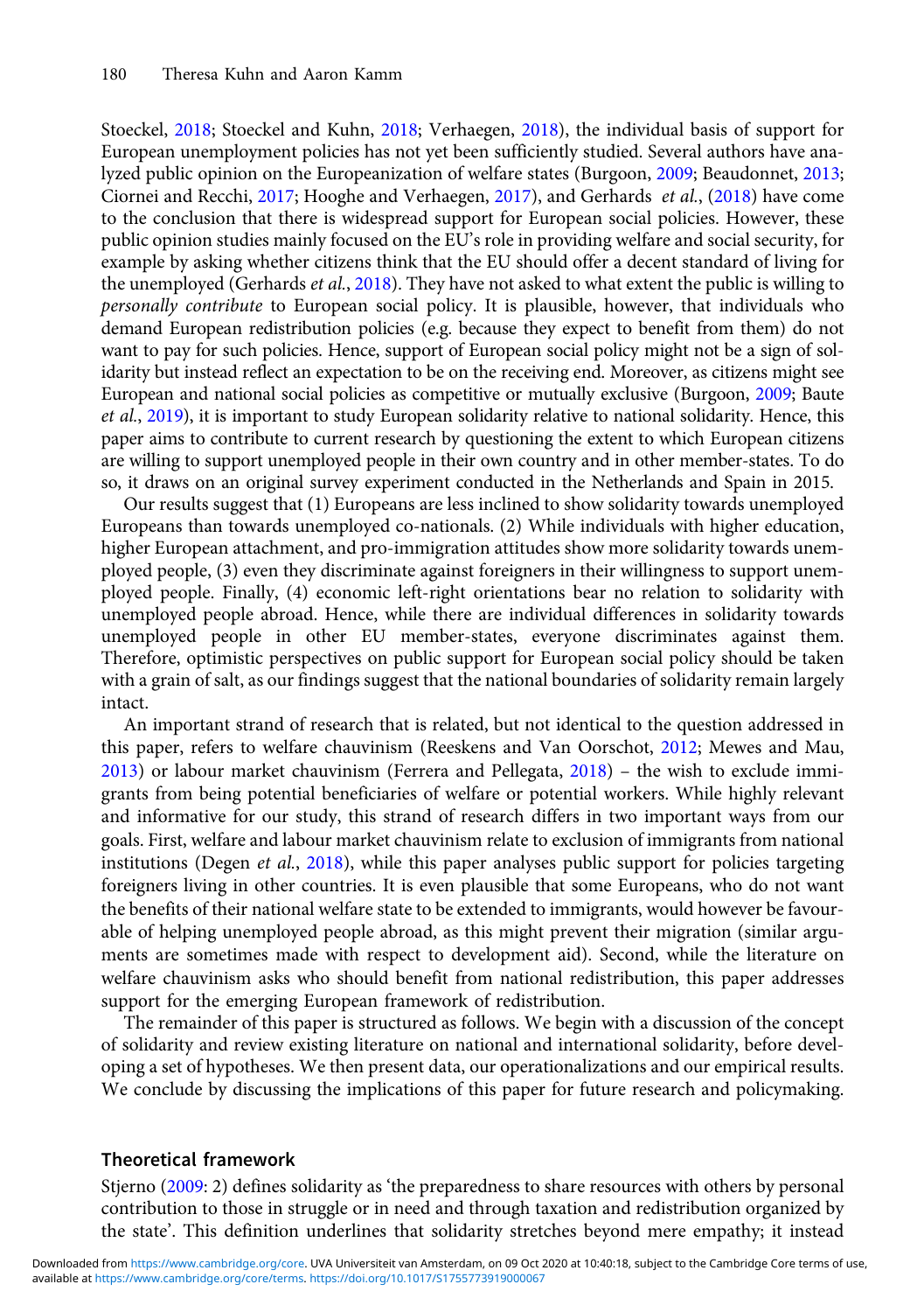Stoeckel, 2018; Stoeckel and Kuhn, 2018; Verhaegen, 2018), the individual basis of support for European unemployment policies has not yet been sufficiently studied. Several authors have analyzed public opinion on the Europeanization of welfare states (Burgoon, 2009; Beaudonnet, 2013; Ciornei and Recchi, 2017; Hooghe and Verhaegen, 2017), and Gerhards *et al.*, (2018) have come to the conclusion that there is widespread support for European social policies. However, these public opinion studies mainly focused on the EU's role in providing welfare and social security, for example by asking whether citizens think that the EU should offer a decent standard of living for the unemployed (Gerhards *et al.*, 2018). They have not asked to what extent the public is willing to *personally contribute* to European social policy. It is plausible, however, that individuals who demand European redistribution policies (e.g. because they expect to benefit from them) do not want to pay for such policies. Hence, support of European social policy might not be a sign of solidarity but instead reflect an expectation to be on the receiving end. Moreover, as citizens might see European and national social policies as competitive or mutually exclusive (Burgoon, 2009; Baute *et al.*, 2019), it is important to study European solidarity relative to national solidarity. Hence, this paper aims to contribute to current research by questioning the extent to which European citizens are willing to support unemployed people in their own country and in other member-states. To do so, it draws on an original survey experiment conducted in the Netherlands and Spain in 2015.

Our results suggest that (1) Europeans are less inclined to show solidarity towards unemployed Europeans than towards unemployed co-nationals. (2) While individuals with higher education, higher European attachment, and pro-immigration attitudes show more solidarity towards unemployed people, (3) even they discriminate against foreigners in their willingness to support unemployed people. Finally, (4) economic left-right orientations bear no relation to solidarity with unemployed people abroad. Hence, while there are individual differences in solidarity towards unemployed people in other EU member-states, everyone discriminates against them. Therefore, optimistic perspectives on public support for European social policy should be taken with a grain of salt, as our findings suggest that the national boundaries of solidarity remain largely intact.

An important strand of research that is related, but not identical to the question addressed in this paper, refers to welfare chauvinism (Reeskens and Van Oorschot, 2012; Mewes and Mau, 2013) or labour market chauvinism (Ferrera and Pellegata, 2018) – the wish to exclude immigrants from being potential beneficiaries of welfare or potential workers. While highly relevant and informative for our study, this strand of research differs in two important ways from our goals. First, welfare and labour market chauvinism relate to exclusion of immigrants from national institutions (Degen *et al.*, 2018), while this paper analyses public support for policies targeting foreigners living in other countries. It is even plausible that some Europeans, who do not want the benefits of their national welfare state to be extended to immigrants, would however be favourable of helping unemployed people abroad, as this might prevent their migration (similar arguments are sometimes made with respect to development aid). Second, while the literature on welfare chauvinism asks who should benefit from national redistribution, this paper addresses support for the emerging European framework of redistribution.

The remainder of this paper is structured as follows. We begin with a discussion of the concept of solidarity and review existing literature on national and international solidarity, before developing a set of hypotheses. We then present data, our operationalizations and our empirical results. We conclude by discussing the implications of this paper for future research and policymaking.

## Theoretical framework

Stjerno (2009: 2) defines solidarity as 'the preparedness to share resources with others by personal contribution to those in struggle or in need and through taxation and redistribution organized by the state'. This definition underlines that solidarity stretches beyond mere empathy; it instead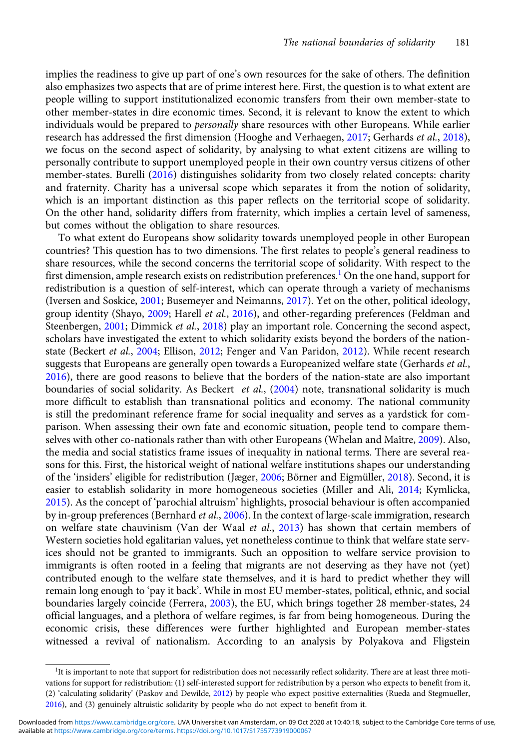implies the readiness to give up part of one's own resources for the sake of others. The definition also emphasizes two aspects that are of prime interest here. First, the question is to what extent are people willing to support institutionalized economic transfers from their own member-state to other member-states in dire economic times. Second, it is relevant to know the extent to which individuals would be prepared to *personally* share resources with other Europeans. While earlier research has addressed the first dimension (Hooghe and Verhaegen, 2017; Gerhards *et al.*, 2018), we focus on the second aspect of solidarity, by analysing to what extent citizens are willing to personally contribute to support unemployed people in their own country versus citizens of other member-states. Burelli (2016) distinguishes solidarity from two closely related concepts: charity and fraternity. Charity has a universal scope which separates it from the notion of solidarity, which is an important distinction as this paper reflects on the territorial scope of solidarity. On the other hand, solidarity differs from fraternity, which implies a certain level of sameness, but comes without the obligation to share resources.

To what extent do Europeans show solidarity towards unemployed people in other European countries? This question has to two dimensions. The first relates to people's general readiness to share resources, while the second concerns the territorial scope of solidarity. With respect to the first dimension, ample research exists on redistribution preferences.[1] On the one hand, support for redistribution is a question of self-interest, which can operate through a variety of mechanisms (Iversen and Soskice, 2001; Busemeyer and Neimanns, 2017). Yet on the other, political ideology, group identity (Shayo, 2009; Harell *et al.*, 2016), and other-regarding preferences (Feldman and Steenbergen, 2001; Dimmick *et al.*, 2018) play an important role. Concerning the second aspect, scholars have investigated the extent to which solidarity exists beyond the borders of the nation-state (Beckert *et al.*, 2004; Ellison, 2012; Fenger and Van Paridon, 2012). While recent research suggests that Europeans are generally open towards a Europeanized welfare state (Gerhards *et al.*, 2016), there are good reasons to believe that the borders of the nation-state are also important boundaries of social solidarity. As Beckert *et al.*, (2004) note, transnational solidarity is much more difficult to establish than transnational politics and economy. The national community is still the predominant reference frame for social inequality and serves as a yardstick for comparison. When assessing their own fate and economic situation, people tend to compare themselves with other co-nationals rather than with other Europeans (Whelan and Maître, 2009). Also, the media and social statistics frame issues of inequality in national terms. There are several reasons for this. First, the historical weight of national welfare institutions shapes our understanding of the 'insiders' eligible for redistribution (Jæger, 2006; Börner and Eigmüller, 2018). Second, it is easier to establish solidarity in more homogeneous societies (Miller and Ali, 2014; Kymlicka, 2015). As the concept of 'parochial altruism' highlights, prosocial behaviour is often accompanied by in-group preferences (Bernhard *et al.*, 2006). In the context of large-scale immigration, research on welfare state chauvinism (Van der Waal *et al.*, 2013) has shown that certain members of Western societies hold egalitarian values, yet nonetheless continue to think that welfare state services should not be granted to immigrants. Such an opposition to welfare service provision to immigrants is often rooted in a feeling that migrants are not deserving as they have not (yet) contributed enough to the welfare state themselves, and it is hard to predict whether they will remain long enough to 'pay it back'. While in most EU member-states, political, ethnic, and social boundaries largely coincide (Ferrera, 2003), the EU, which brings together 28 member-states, 24 official languages, and a plethora of welfare regimes, is far from being homogeneous. During the economic crisis, these differences were further highlighted and European member-states witnessed a revival of nationalism. According to an analysis by Polyakova and Fligstein

[1] It is important to note that support for redistribution does not necessarily reflect solidarity. There are at least three motivations for support for redistribution: (1) self-interested support for redistribution by a person who expects to benefit from it, (2) 'calculating solidarity' (Paskov and Dewilde, 2012) by people who expect positive externalities (Rueda and Stegmueller, 2016), and (3) genuinely altruistic solidarity by people who do not expect to benefit from it.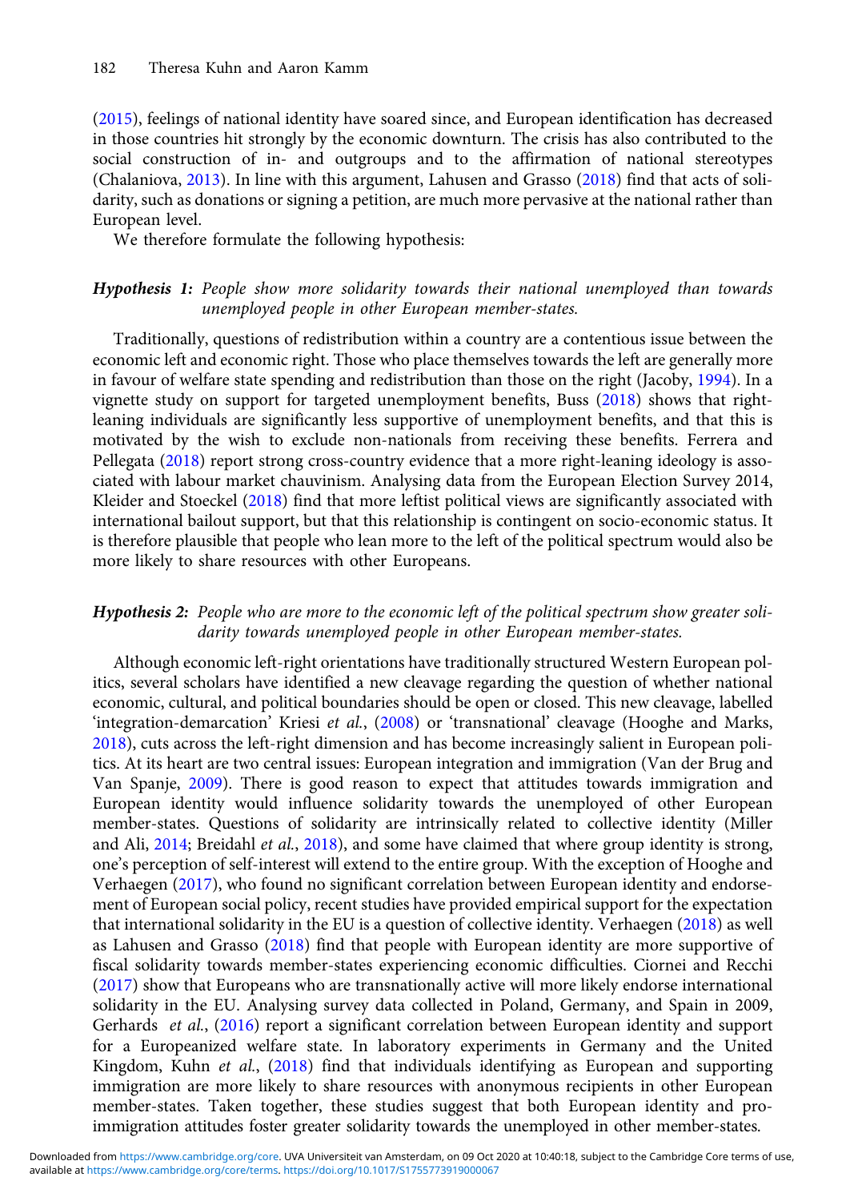(2015), feelings of national identity have soared since, and European identification has decreased in those countries hit strongly by the economic downturn. The crisis has also contributed to the social construction of in- and outgroups and to the affirmation of national stereotypes (Chalaniova, 2013). In line with this argument, Lahusen and Grasso (2018) find that acts of solidarity, such as donations or signing a petition, are much more pervasive at the national rather than European level.

We therefore formulate the following hypothesis:

***Hypothesis 1:*** *People show more solidarity towards their national unemployed than towards unemployed people in other European member-states.*

Traditionally, questions of redistribution within a country are a contentious issue between the economic left and economic right. Those who place themselves towards the left are generally more in favour of welfare state spending and redistribution than those on the right (Jacoby, 1994). In a vignette study on support for targeted unemployment benefits, Buss (2018) shows that right-leaning individuals are significantly less supportive of unemployment benefits, and that this is motivated by the wish to exclude non-nationals from receiving these benefits. Ferrera and Pellegata (2018) report strong cross-country evidence that a more right-leaning ideology is associated with labour market chauvinism. Analysing data from the European Election Survey 2014, Kleider and Stoeckel (2018) find that more leftist political views are significantly associated with international bailout support, but that this relationship is contingent on socio-economic status. It is therefore plausible that people who lean more to the left of the political spectrum would also be more likely to share resources with other Europeans.

***Hypothesis 2:*** *People who are more to the economic left of the political spectrum show greater solidarity towards unemployed people in other European member-states.*

Although economic left-right orientations have traditionally structured Western European politics, several scholars have identified a new cleavage regarding the question of whether national economic, cultural, and political boundaries should be open or closed. This new cleavage, labelled 'integration-demarcation' Kriesi *et al.*, (2008) or 'transnational' cleavage (Hooghe and Marks, 2018), cuts across the left-right dimension and has become increasingly salient in European politics. At its heart are two central issues: European integration and immigration (Van der Brug and Van Spanje, 2009). There is good reason to expect that attitudes towards immigration and European identity would influence solidarity towards the unemployed of other European member-states. Questions of solidarity are intrinsically related to collective identity (Miller and Ali, 2014; Breidahl *et al.*, 2018), and some have claimed that where group identity is strong, one's perception of self-interest will extend to the entire group. With the exception of Hooghe and Verhaegen (2017), who found no significant correlation between European identity and endorsement of European social policy, recent studies have provided empirical support for the expectation that international solidarity in the EU is a question of collective identity. Verhaegen (2018) as well as Lahusen and Grasso (2018) find that people with European identity are more supportive of fiscal solidarity towards member-states experiencing economic difficulties. Ciornei and Recchi (2017) show that Europeans who are transnationally active will more likely endorse international solidarity in the EU. Analysing survey data collected in Poland, Germany, and Spain in 2009, Gerhards *et al.*, (2016) report a significant correlation between European identity and support for a Europeanized welfare state. In laboratory experiments in Germany and the United Kingdom, Kuhn *et al.*, (2018) find that individuals identifying as European and supporting immigration are more likely to share resources with anonymous recipients in other European member-states. Taken together, these studies suggest that both European identity and pro-immigration attitudes foster greater solidarity towards the unemployed in other member-states.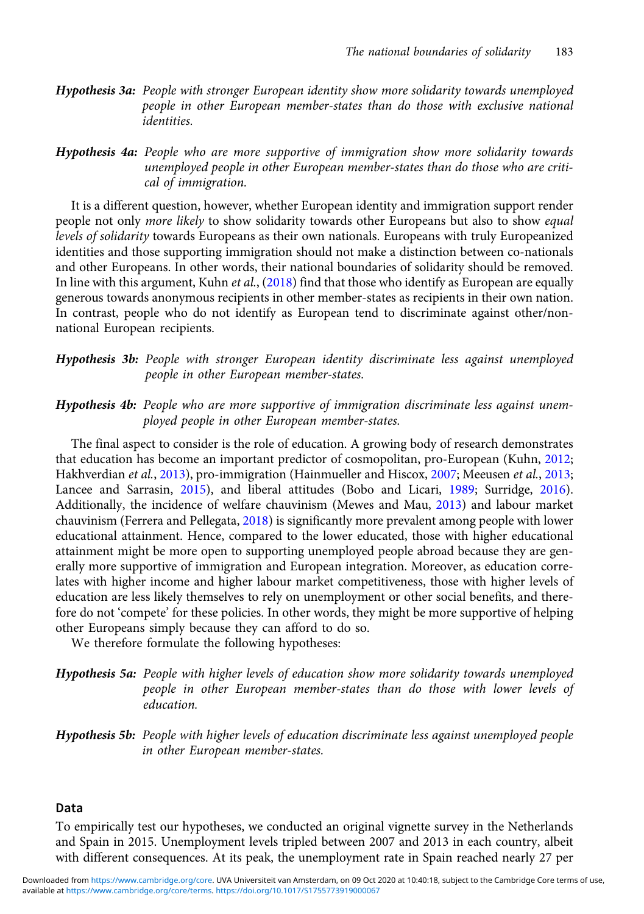**Hypothesis 3a:** *People with stronger European identity show more solidarity towards unemployed people in other European member-states than do those with exclusive national identities.*

**Hypothesis 4a:** *People who are more supportive of immigration show more solidarity towards unemployed people in other European member-states than do those who are critical of immigration.*

It is a different question, however, whether European identity and immigration support render people not only *more likely* to show solidarity towards other Europeans but also to show *equal levels of solidarity* towards Europeans as their own nationals. Europeans with truly Europeanized identities and those supporting immigration should not make a distinction between co-nationals and other Europeans. In other words, their national boundaries of solidarity should be removed. In line with this argument, Kuhn *et al.*, (2018) find that those who identify as European are equally generous towards anonymous recipients in other member-states as recipients in their own nation. In contrast, people who do not identify as European tend to discriminate against other/non-national European recipients.

**Hypothesis 3b:** *People with stronger European identity discriminate less against unemployed people in other European member-states.*

**Hypothesis 4b:** *People who are more supportive of immigration discriminate less against unemployed people in other European member-states.*

The final aspect to consider is the role of education. A growing body of research demonstrates that education has become an important predictor of cosmopolitan, pro-European (Kuhn, 2012; Hakhverdian *et al.*, 2013), pro-immigration (Hainmueller and Hiscox, 2007; Meeusen *et al.*, 2013; Lancee and Sarrasin, 2015), and liberal attitudes (Bobo and Licari, 1989; Surridge, 2016). Additionally, the incidence of welfare chauvinism (Mewes and Mau, 2013) and labour market chauvinism (Ferrera and Pellegata, 2018) is significantly more prevalent among people with lower educational attainment. Hence, compared to the lower educated, those with higher educational attainment might be more open to supporting unemployed people abroad because they are generally more supportive of immigration and European integration. Moreover, as education correlates with higher income and higher labour market competitiveness, those with higher levels of education are less likely themselves to rely on unemployment or other social benefits, and therefore do not 'compete' for these policies. In other words, they might be more supportive of helping other Europeans simply because they can afford to do so.

We therefore formulate the following hypotheses:

**Hypothesis 5a:** *People with higher levels of education show more solidarity towards unemployed people in other European member-states than do those with lower levels of education.*

**Hypothesis 5b:** *People with higher levels of education discriminate less against unemployed people in other European member-states.*

## Data

To empirically test our hypotheses, we conducted an original vignette survey in the Netherlands and Spain in 2015. Unemployment levels tripled between 2007 and 2013 in each country, albeit with different consequences. At its peak, the unemployment rate in Spain reached nearly 27 per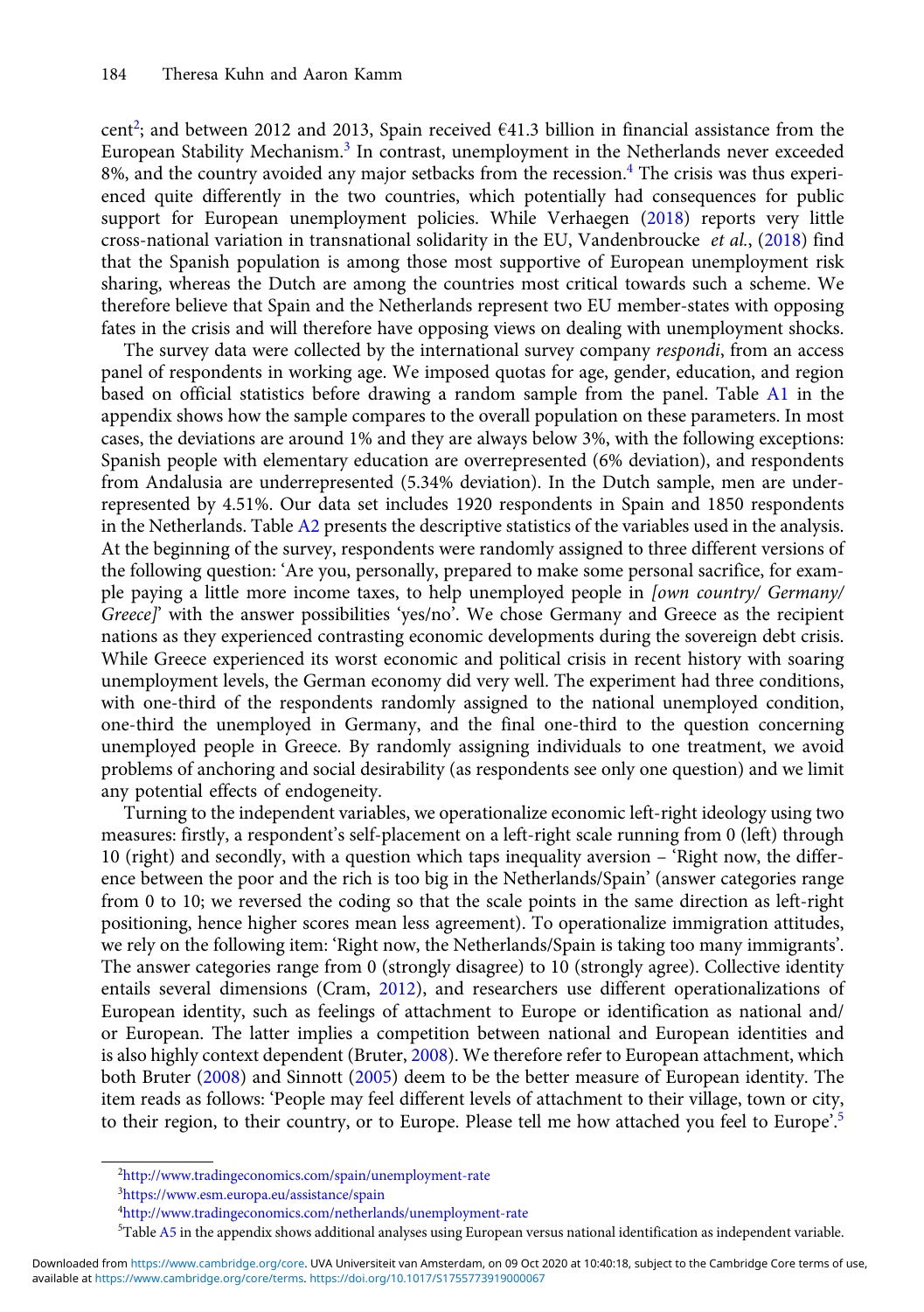cent[2]; and between 2012 and 2013, Spain received €41.3 billion in financial assistance from the European Stability Mechanism.[3] In contrast, unemployment in the Netherlands never exceeded 8%, and the country avoided any major setbacks from the recession.[4] The crisis was thus experienced quite differently in the two countries, which potentially had consequences for public support for European unemployment policies. While Verhaegen (2018) reports very little cross-national variation in transnational solidarity in the EU, Vandenbroucke *et al.*, (2018) find that the Spanish population is among those most supportive of European unemployment risk sharing, whereas the Dutch are among the countries most critical towards such a scheme. We therefore believe that Spain and the Netherlands represent two EU member-states with opposing fates in the crisis and will therefore have opposing views on dealing with unemployment shocks.

The survey data were collected by the international survey company *respondi*, from an access panel of respondents in working age. We imposed quotas for age, gender, education, and region based on official statistics before drawing a random sample from the panel. Table A1 in the appendix shows how the sample compares to the overall population on these parameters. In most cases, the deviations are around 1% and they are always below 3%, with the following exceptions: Spanish people with elementary education are overrepresented (6% deviation), and respondents from Andalusia are underrepresented (5.34% deviation). In the Dutch sample, men are underrepresented by 4.51%. Our data set includes 1920 respondents in Spain and 1850 respondents in the Netherlands. Table A2 presents the descriptive statistics of the variables used in the analysis. At the beginning of the survey, respondents were randomly assigned to three different versions of the following question: 'Are you, personally, prepared to make some personal sacrifice, for example paying a little more income taxes, to help unemployed people in *[own country/ Germany/ Greece]*' with the answer possibilities 'yes/no'. We chose Germany and Greece as the recipient nations as they experienced contrasting economic developments during the sovereign debt crisis. While Greece experienced its worst economic and political crisis in recent history with soaring unemployment levels, the German economy did very well. The experiment had three conditions, with one-third of the respondents randomly assigned to the national unemployed condition, one-third the unemployed in Germany, and the final one-third to the question concerning unemployed people in Greece. By randomly assigning individuals to one treatment, we avoid problems of anchoring and social desirability (as respondents see only one question) and we limit any potential effects of endogeneity.

Turning to the independent variables, we operationalize economic left-right ideology using two measures: firstly, a respondent's self-placement on a left-right scale running from 0 (left) through 10 (right) and secondly, with a question which taps inequality aversion – 'Right now, the difference between the poor and the rich is too big in the Netherlands/Spain' (answer categories range from 0 to 10; we reversed the coding so that the scale points in the same direction as left-right positioning, hence higher scores mean less agreement). To operationalize immigration attitudes, we rely on the following item: 'Right now, the Netherlands/Spain is taking too many immigrants'. The answer categories range from 0 (strongly disagree) to 10 (strongly agree). Collective identity entails several dimensions (Cram, 2012), and researchers use different operationalizations of European identity, such as feelings of attachment to Europe or identification as national and/or European. The latter implies a competition between national and European identities and is also highly context dependent (Bruter, 2008). We therefore refer to European attachment, which both Bruter (2008) and Sinnott (2005) deem to be the better measure of European identity. The item reads as follows: 'People may feel different levels of attachment to their village, town or city, to their region, to their country, or to Europe. Please tell me how attached you feel to Europe'.[5]

---

[2] http://www.tradingeconomics.com/spain/unemployment-rate

[3] https://www.esm.europa.eu/assistance/spain

[4] http://www.tradingeconomics.com/netherlands/unemployment-rate

[5] Table A5 in the appendix shows additional analyses using European versus national identification as independent variable.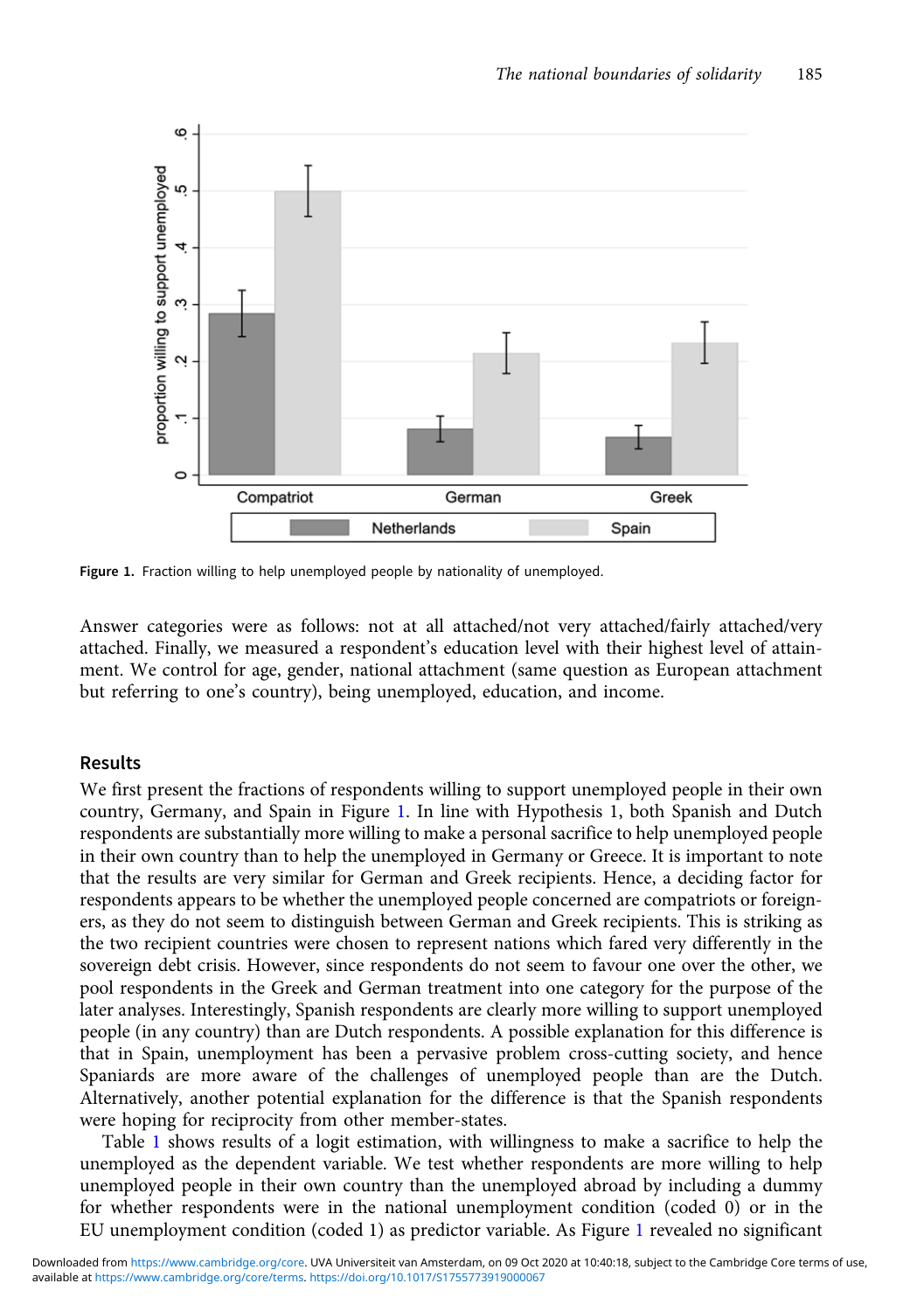Figure 1. Fraction willing to help unemployed people by nationality of unemployed.

Answer categories were as follows: not at all attached/not very attached/fairly attached/very attached. Finally, we measured a respondent's education level with their highest level of attainment. We control for age, gender, national attachment (same question as European attachment but referring to one's country), being unemployed, education, and income.

## Results

We first present the fractions of respondents willing to support unemployed people in their own country, Germany, and Spain in Figure 1. In line with Hypothesis 1, both Spanish and Dutch respondents are substantially more willing to make a personal sacrifice to help unemployed people in their own country than to help the unemployed in Germany or Greece. It is important to note that the results are very similar for German and Greek recipients. Hence, a deciding factor for respondents appears to be whether the unemployed people concerned are compatriots or foreigners, as they do not seem to distinguish between German and Greek recipients. This is striking as the two recipient countries were chosen to represent nations which fared very differently in the sovereign debt crisis. However, since respondents do not seem to favour one over the other, we pool respondents in the Greek and German treatment into one category for the purpose of the later analyses. Interestingly, Spanish respondents are clearly more willing to support unemployed people (in any country) than are Dutch respondents. A possible explanation for this difference is that in Spain, unemployment has been a pervasive problem cross-cutting society, and hence Spaniards are more aware of the challenges of unemployed people than are the Dutch. Alternatively, another potential explanation for the difference is that the Spanish respondents were hoping for reciprocity from other member-states.

Table 1 shows results of a logit estimation, with willingness to make a sacrifice to help the unemployed as the dependent variable. We test whether respondents are more willing to help unemployed people in their own country than the unemployed abroad by including a dummy for whether respondents were in the national unemployment condition (coded 0) or in the EU unemployment condition (coded 1) as predictor variable. As Figure 1 revealed no significant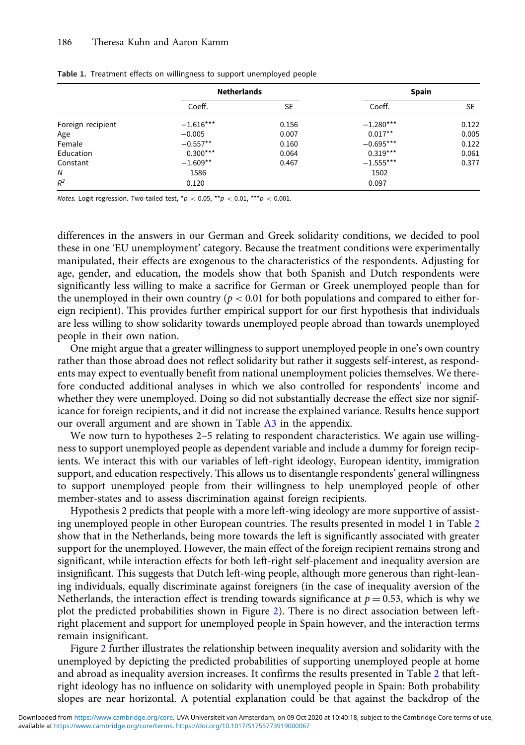**Table 1.** Treatment effects on willingness to support unemployed people

| | Netherlands | | Spain | |
|---|---|---|---|---|
| | Coeff. | SE | Coeff. | SE |
| Foreign recipient | −1.616*** | 0.156 | −1.280*** | 0.122 |
| Age | −0.005 | 0.007 | 0.017** | 0.005 |
| Female | −0.557** | 0.160 | −0.695*** | 0.122 |
| Education | 0.300*** | 0.064 | 0.319*** | 0.061 |
| Constant | −1.609** | 0.467 | −1.555*** | 0.377 |
| *N* | 1586 | | 1502 | |
| $R^2$ | 0.120 | | 0.097 | |

*Notes.* Logit regression. Two-tailed test, *$p < 0.05$, **$p < 0.01$, ***$p < 0.001$.

differences in the answers in our German and Greek solidarity conditions, we decided to pool these in one 'EU unemployment' category. Because the treatment conditions were experimentally manipulated, their effects are exogenous to the characteristics of the respondents. Adjusting for age, gender, and education, the models show that both Spanish and Dutch respondents were significantly less willing to make a sacrifice for German or Greek unemployed people than for the unemployed in their own country ($p < 0.01$ for both populations and compared to either foreign recipient). This provides further empirical support for our first hypothesis that individuals are less willing to show solidarity towards unemployed people abroad than towards unemployed people in their own nation.

One might argue that a greater willingness to support unemployed people in one's own country rather than those abroad does not reflect solidarity but rather it suggests self-interest, as respondents may expect to eventually benefit from national unemployment policies themselves. We therefore conducted additional analyses in which we also controlled for respondents' income and whether they were unemployed. Doing so did not substantially decrease the effect size nor significance for foreign recipients, and it did not increase the explained variance. Results hence support our overall argument and are shown in Table A3 in the appendix.

We now turn to hypotheses 2–5 relating to respondent characteristics. We again use willingness to support unemployed people as dependent variable and include a dummy for foreign recipients. We interact this with our variables of left-right ideology, European identity, immigration support, and education respectively. This allows us to disentangle respondents' general willingness to support unemployed people from their willingness to help unemployed people of other member-states and to assess discrimination against foreign recipients.

Hypothesis 2 predicts that people with a more left-wing ideology are more supportive of assisting unemployed people in other European countries. The results presented in model 1 in Table 2 show that in the Netherlands, being more towards the left is significantly associated with greater support for the unemployed. However, the main effect of the foreign recipient remains strong and significant, while interaction effects for both left-right self-placement and inequality aversion are insignificant. This suggests that Dutch left-wing people, although more generous than right-leaning individuals, equally discriminate against foreigners (in the case of inequality aversion of the Netherlands, the interaction effect is trending towards significance at $p = 0.53$, which is why we plot the predicted probabilities shown in Figure 2). There is no direct association between left-right placement and support for unemployed people in Spain however, and the interaction terms remain insignificant.

Figure 2 further illustrates the relationship between inequality aversion and solidarity with the unemployed by depicting the predicted probabilities of supporting unemployed people at home and abroad as inequality aversion increases. It confirms the results presented in Table 2 that left-right ideology has no influence on solidarity with unemployed people in Spain: Both probability slopes are near horizontal. A potential explanation could be that against the backdrop of the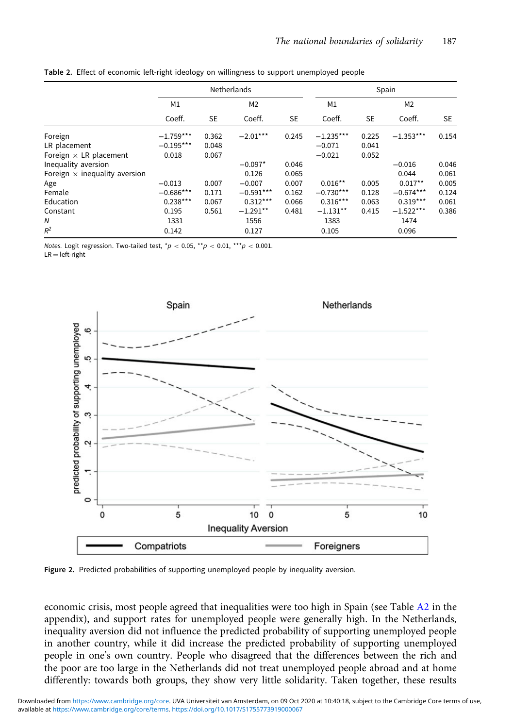**Table 2.** Effect of economic left-right ideology on willingness to support unemployed people

| | Netherlands | | | | Spain | | | |
|---|---|---|---|---|---|---|---|---|
| | M1 | | M2 | | M1 | | M2 | |
| | Coeff. | SE | Coeff. | SE | Coeff. | SE | Coeff. | SE |
| Foreign | −1.759*** | 0.362 | −2.01*** | 0.245 | −1.235*** | 0.225 | −1.353*** | 0.154 |
| LR placement | −0.195*** | 0.048 | | | −0.071 | 0.041 | | |
| Foreign × LR placement | 0.018 | 0.067 | | | −0.021 | 0.052 | | |
| Inequality aversion | | | −0.097* | 0.046 | | | −0.016 | 0.046 |
| Foreign × inequality aversion | | | 0.126 | 0.065 | | | 0.044 | 0.061 |
| Age | −0.013 | 0.007 | −0.007 | 0.007 | 0.016** | 0.005 | 0.017** | 0.005 |
| Female | −0.686*** | 0.171 | −0.591*** | 0.162 | −0.730*** | 0.128 | −0.674*** | 0.124 |
| Education | 0.238*** | 0.067 | 0.312*** | 0.066 | 0.316*** | 0.063 | 0.319*** | 0.061 |
| Constant | 0.195 | 0.561 | −1.291** | 0.481 | −1.131** | 0.415 | −1.522*** | 0.386 |
| *N* | 1331 | | 1556 | | 1383 | | 1474 | |
| $R^2$ | 0.142 | | 0.127 | | 0.105 | | 0.096 | |

*Notes.* Logit regression. Two-tailed test, $^{*}p < 0.05$, $^{**}p < 0.01$, $^{***}p < 0.001$.
LR = left-right

**Figure 2.** Predicted probabilities of supporting unemployed people by inequality aversion.

economic crisis, most people agreed that inequalities were too high in Spain (see Table A2 in the appendix), and support rates for unemployed people were generally high. In the Netherlands, inequality aversion did not influence the predicted probability of supporting unemployed people in another country, while it did increase the predicted probability of supporting unemployed people in one's own country. People who disagreed that the differences between the rich and the poor are too large in the Netherlands did not treat unemployed people abroad and at home differently: towards both groups, they show very little solidarity. Taken together, these results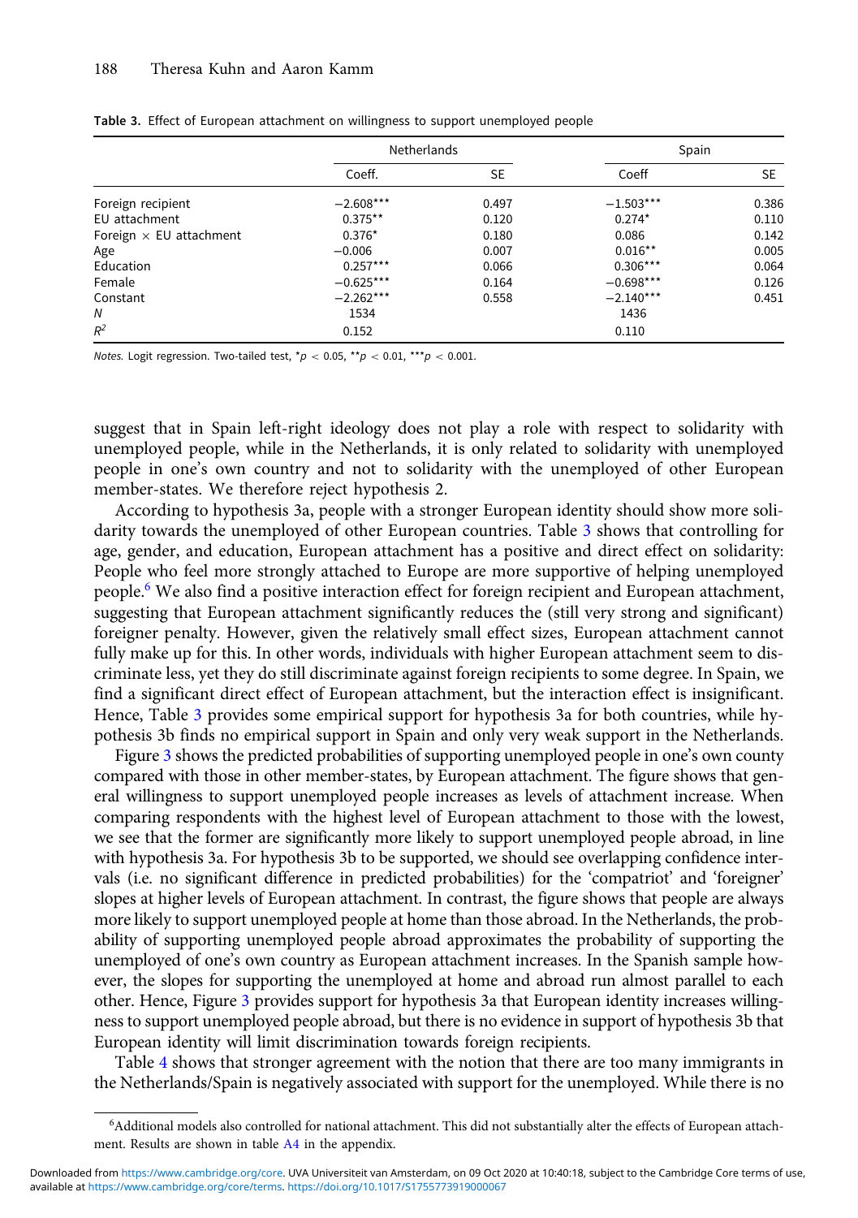**Table 3.** Effect of European attachment on willingness to support unemployed people

| | Netherlands | | Spain | |
|---|---|---|---|---|
| | Coeff. | SE | Coeff | SE |
| Foreign recipient | −2.608*** | 0.497 | −1.503*** | 0.386 |
| EU attachment | 0.375** | 0.120 | 0.274* | 0.110 |
| Foreign × EU attachment | 0.376* | 0.180 | 0.086 | 0.142 |
| Age | −0.006 | 0.007 | 0.016** | 0.005 |
| Education | 0.257*** | 0.066 | 0.306*** | 0.064 |
| Female | −0.625*** | 0.164 | −0.698*** | 0.126 |
| Constant | −2.262*** | 0.558 | −2.140*** | 0.451 |
| $N$ | 1534 | | 1436 | |
| $R^2$ | 0.152 | | 0.110 | |

*Notes.* Logit regression. Two-tailed test, $^{*}p < 0.05$, $^{**}p < 0.01$, $^{***}p < 0.001$.

suggest that in Spain left-right ideology does not play a role with respect to solidarity with unemployed people, while in the Netherlands, it is only related to solidarity with unemployed people in one's own country and not to solidarity with the unemployed of other European member-states. We therefore reject hypothesis 2.

According to hypothesis 3a, people with a stronger European identity should show more solidarity towards the unemployed of other European countries. Table 3 shows that controlling for age, gender, and education, European attachment has a positive and direct effect on solidarity: People who feel more strongly attached to Europe are more supportive of helping unemployed people.[6] We also find a positive interaction effect for foreign recipient and European attachment, suggesting that European attachment significantly reduces the (still very strong and significant) foreigner penalty. However, given the relatively small effect sizes, European attachment cannot fully make up for this. In other words, individuals with higher European attachment seem to discriminate less, yet they do still discriminate against foreign recipients to some degree. In Spain, we find a significant direct effect of European attachment, but the interaction effect is insignificant. Hence, Table 3 provides some empirical support for hypothesis 3a for both countries, while hypothesis 3b finds no empirical support in Spain and only very weak support in the Netherlands.

Figure 3 shows the predicted probabilities of supporting unemployed people in one's own county compared with those in other member-states, by European attachment. The figure shows that general willingness to support unemployed people increases as levels of attachment increase. When comparing respondents with the highest level of European attachment to those with the lowest, we see that the former are significantly more likely to support unemployed people abroad, in line with hypothesis 3a. For hypothesis 3b to be supported, we should see overlapping confidence intervals (i.e. no significant difference in predicted probabilities) for the 'compatriot' and 'foreigner' slopes at higher levels of European attachment. In contrast, the figure shows that people are always more likely to support unemployed people at home than those abroad. In the Netherlands, the probability of supporting unemployed people abroad approximates the probability of supporting the unemployed of one's own country as European attachment increases. In the Spanish sample however, the slopes for supporting the unemployed at home and abroad run almost parallel to each other. Hence, Figure 3 provides support for hypothesis 3a that European identity increases willingness to support unemployed people abroad, but there is no evidence in support of hypothesis 3b that European identity will limit discrimination towards foreign recipients.

Table 4 shows that stronger agreement with the notion that there are too many immigrants in the Netherlands/Spain is negatively associated with support for the unemployed. While there is no

[6] Additional models also controlled for national attachment. This did not substantially alter the effects of European attachment. Results are shown in table A4 in the appendix.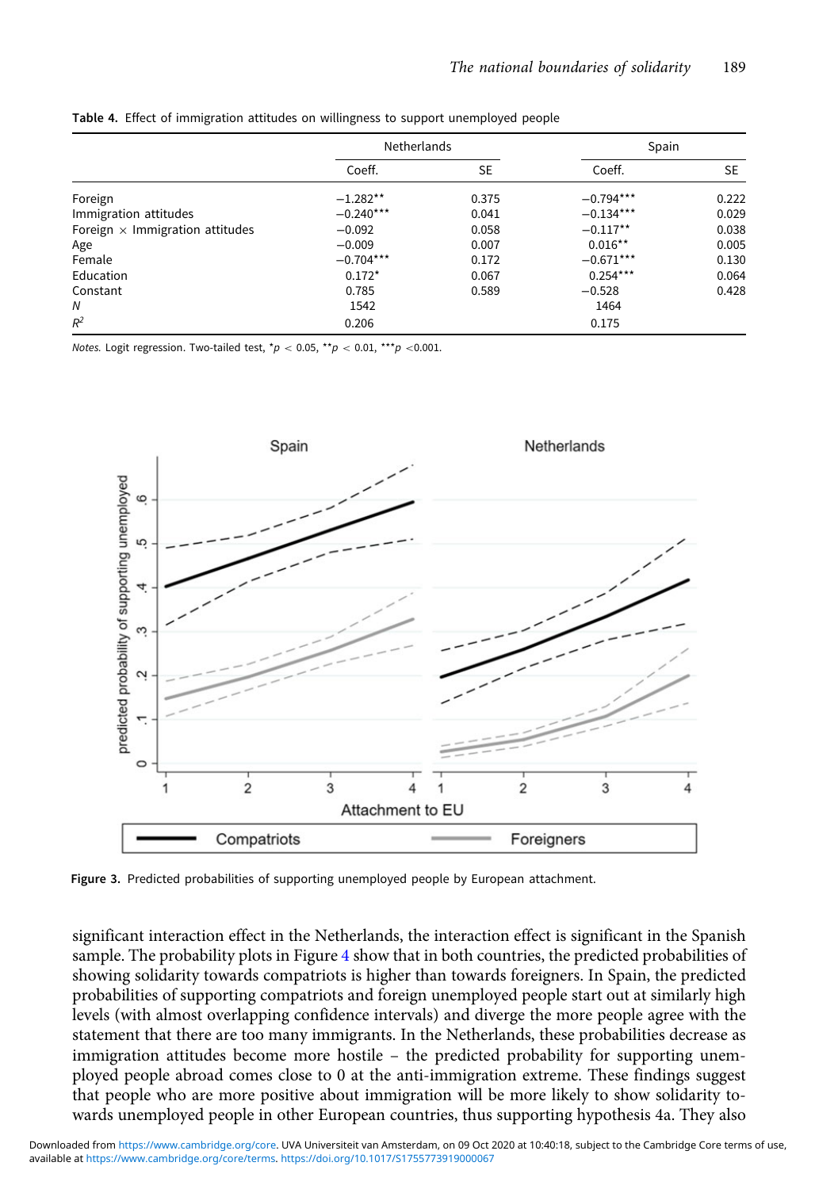**Table 4.** Effect of immigration attitudes on willingness to support unemployed people

| | Netherlands | | Spain | |
|---|---|---|---|---|
| | Coeff. | SE | Coeff. | SE |
| Foreign | −1.282** | 0.375 | −0.794*** | 0.222 |
| Immigration attitudes | −0.240*** | 0.041 | −0.134*** | 0.029 |
| Foreign × Immigration attitudes | −0.092 | 0.058 | −0.117** | 0.038 |
| Age | −0.009 | 0.007 | 0.016** | 0.005 |
| Female | −0.704*** | 0.172 | −0.671*** | 0.130 |
| Education | 0.172* | 0.067 | 0.254*** | 0.064 |
| Constant | 0.785 | 0.589 | −0.528 | 0.428 |
| *N* | 1542 | | 1464 | |
| $R^2$ | 0.206 | | 0.175 | |

*Notes.* Logit regression. Two-tailed test, *$p < 0.05$, **$p < 0.01$, ***$p < 0.001$.

**Figure 3.** Predicted probabilities of supporting unemployed people by European attachment.

significant interaction effect in the Netherlands, the interaction effect is significant in the Spanish sample. The probability plots in Figure 4 show that in both countries, the predicted probabilities of showing solidarity towards compatriots is higher than towards foreigners. In Spain, the predicted probabilities of supporting compatriots and foreign unemployed people start out at similarly high levels (with almost overlapping confidence intervals) and diverge the more people agree with the statement that there are too many immigrants. In the Netherlands, these probabilities decrease as immigration attitudes become more hostile – the predicted probability for supporting unemployed people abroad comes close to 0 at the anti-immigration extreme. These findings suggest that people who are more positive about immigration will be more likely to show solidarity towards unemployed people in other European countries, thus supporting hypothesis 4a. They also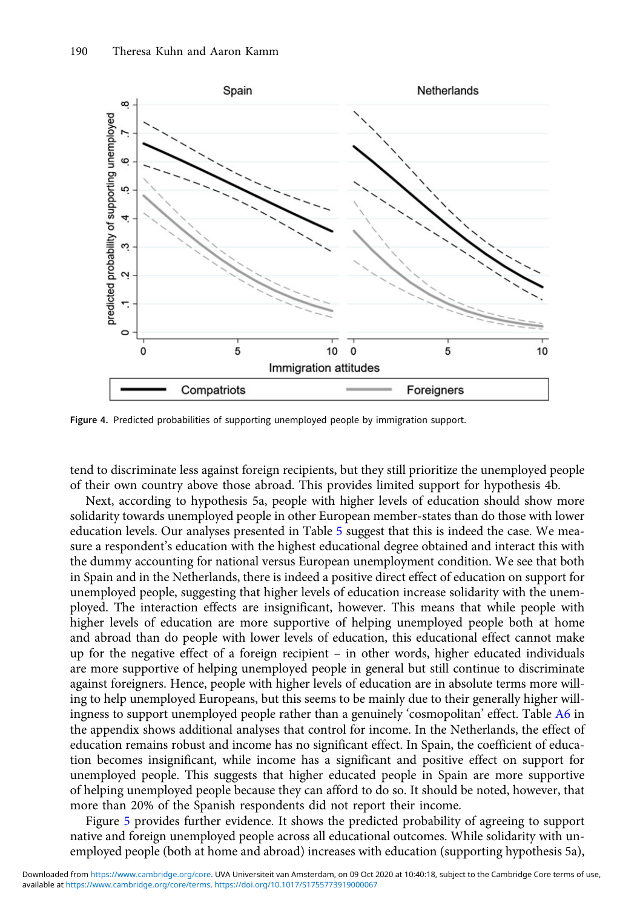Spain

Netherlands

predicted probability of supporting unemployed

0 .1 .2 .3 .4 .5 .6 .7 .8

0 5 10 0 5 10

Immigration attitudes

Compatriots

Foreigners

**Figure 4.** Predicted probabilities of supporting unemployed people by immigration support.

tend to discriminate less against foreign recipients, but they still prioritize the unemployed people of their own country above those abroad. This provides limited support for hypothesis 4b.

Next, according to hypothesis 5a, people with higher levels of education should show more solidarity towards unemployed people in other European member-states than do those with lower education levels. Our analyses presented in Table 5 suggest that this is indeed the case. We measure a respondent's education with the highest educational degree obtained and interact this with the dummy accounting for national versus European unemployment condition. We see that both in Spain and in the Netherlands, there is indeed a positive direct effect of education on support for unemployed people, suggesting that higher levels of education increase solidarity with the unemployed. The interaction effects are insignificant, however. This means that while people with higher levels of education are more supportive of helping unemployed people both at home and abroad than do people with lower levels of education, this educational effect cannot make up for the negative effect of a foreign recipient – in other words, higher educated individuals are more supportive of helping unemployed people in general but still continue to discriminate against foreigners. Hence, people with higher levels of education are in absolute terms more willing to help unemployed Europeans, but this seems to be mainly due to their generally higher willingness to support unemployed people rather than a genuinely 'cosmopolitan' effect. Table A6 in the appendix shows additional analyses that control for income. In the Netherlands, the effect of education remains robust and income has no significant effect. In Spain, the coefficient of education becomes insignificant, while income has a significant and positive effect on support for unemployed people. This suggests that higher educated people in Spain are more supportive of helping unemployed people because they can afford to do so. It should be noted, however, that more than 20% of the Spanish respondents did not report their income.

Figure 5 provides further evidence. It shows the predicted probability of agreeing to support native and foreign unemployed people across all educational outcomes. While solidarity with unemployed people (both at home and abroad) increases with education (supporting hypothesis 5a),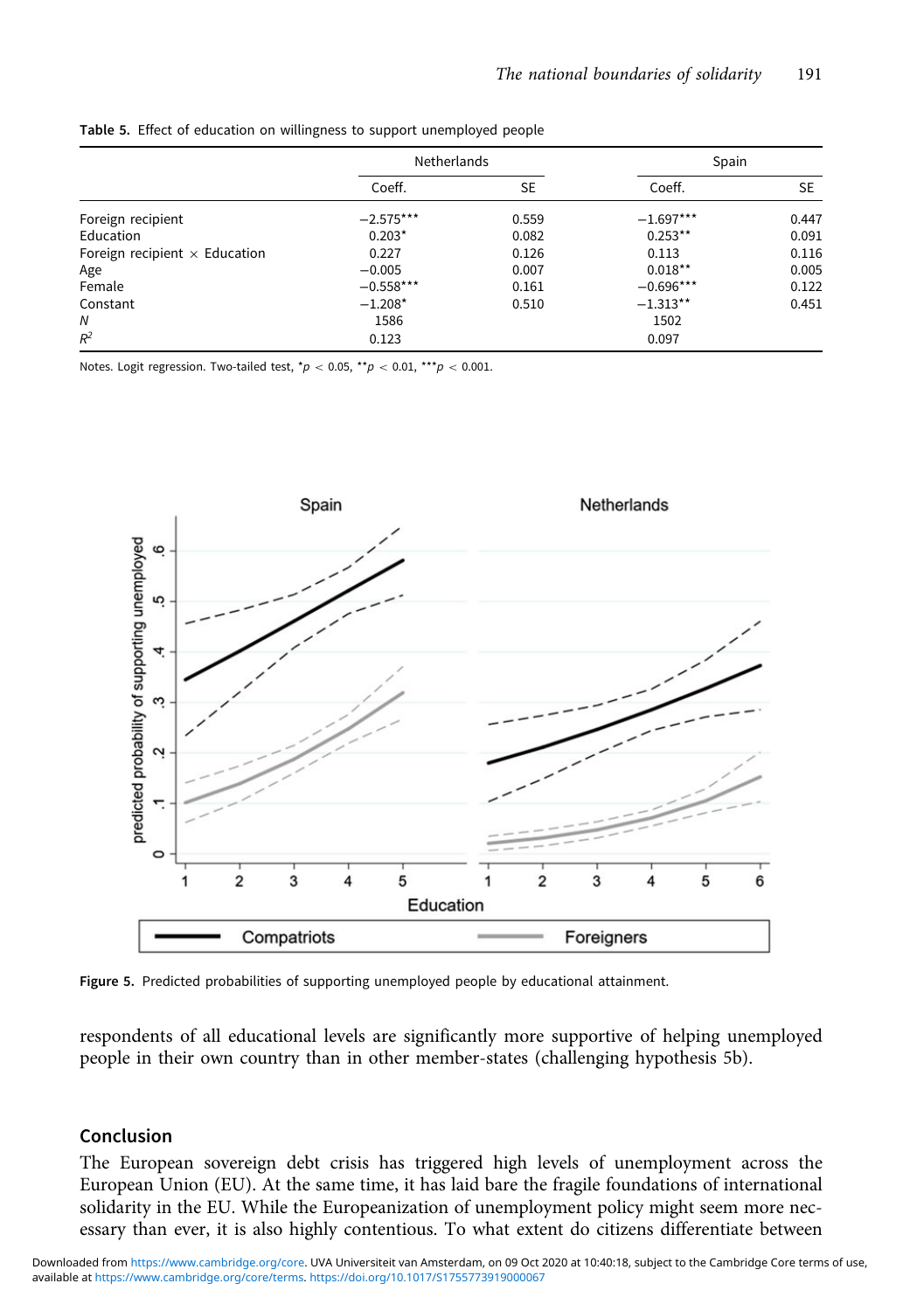**Table 5.** Effect of education on willingness to support unemployed people

| | Netherlands | | Spain | |
|---|---|---|---|---|
| | Coeff. | SE | Coeff. | SE |
| Foreign recipient | −2.575*** | 0.559 | −1.697*** | 0.447 |
| Education | 0.203* | 0.082 | 0.253** | 0.091 |
| Foreign recipient × Education | 0.227 | 0.126 | 0.113 | 0.116 |
| Age | −0.005 | 0.007 | 0.018** | 0.005 |
| Female | −0.558*** | 0.161 | −0.696*** | 0.122 |
| Constant | −1.208* | 0.510 | −1.313** | 0.451 |
| $N$ | 1586 | | 1502 | |
| $R^2$ | 0.123 | | 0.097 | |

Notes. Logit regression. Two-tailed test, *$p < 0.05$, **$p < 0.01$, ***$p < 0.001$.

**Figure 5.** Predicted probabilities of supporting unemployed people by educational attainment.

respondents of all educational levels are significantly more supportive of helping unemployed people in their own country than in other member-states (challenging hypothesis 5b).

## Conclusion

The European sovereign debt crisis has triggered high levels of unemployment across the European Union (EU). At the same time, it has laid bare the fragile foundations of international solidarity in the EU. While the Europeanization of unemployment policy might seem more necessary than ever, it is also highly contentious. To what extent do citizens differentiate between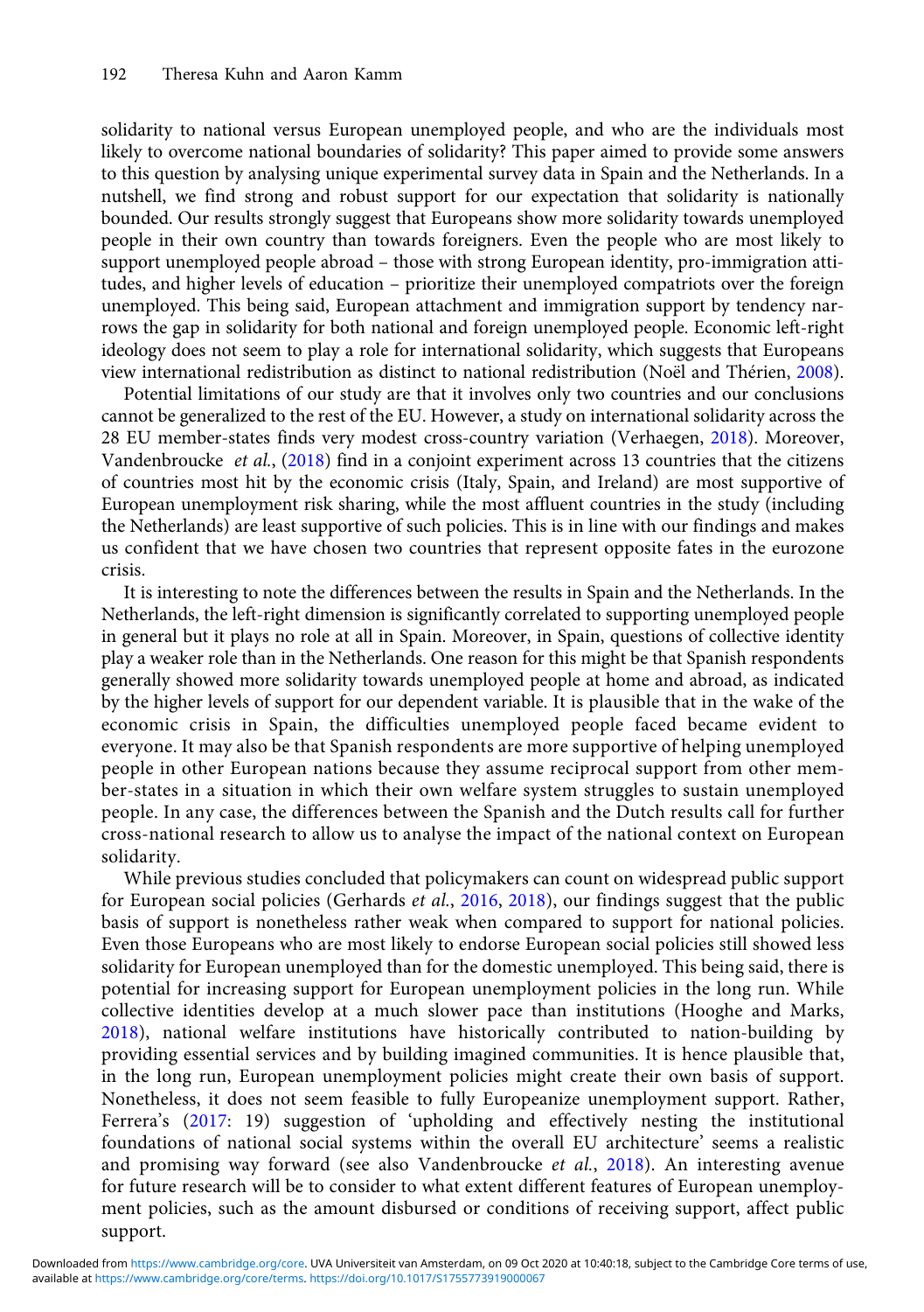solidarity to national versus European unemployed people, and who are the individuals most likely to overcome national boundaries of solidarity? This paper aimed to provide some answers to this question by analysing unique experimental survey data in Spain and the Netherlands. In a nutshell, we find strong and robust support for our expectation that solidarity is nationally bounded. Our results strongly suggest that Europeans show more solidarity towards unemployed people in their own country than towards foreigners. Even the people who are most likely to support unemployed people abroad – those with strong European identity, pro-immigration attitudes, and higher levels of education – prioritize their unemployed compatriots over the foreign unemployed. This being said, European attachment and immigration support by tendency narrows the gap in solidarity for both national and foreign unemployed people. Economic left-right ideology does not seem to play a role for international solidarity, which suggests that Europeans view international redistribution as distinct to national redistribution (Noël and Thérien, 2008).

Potential limitations of our study are that it involves only two countries and our conclusions cannot be generalized to the rest of the EU. However, a study on international solidarity across the 28 EU member-states finds very modest cross-country variation (Verhaegen, 2018). Moreover, Vandenbroucke *et al.*, (2018) find in a conjoint experiment across 13 countries that the citizens of countries most hit by the economic crisis (Italy, Spain, and Ireland) are most supportive of European unemployment risk sharing, while the most affluent countries in the study (including the Netherlands) are least supportive of such policies. This is in line with our findings and makes us confident that we have chosen two countries that represent opposite fates in the eurozone crisis.

It is interesting to note the differences between the results in Spain and the Netherlands. In the Netherlands, the left-right dimension is significantly correlated to supporting unemployed people in general but it plays no role at all in Spain. Moreover, in Spain, questions of collective identity play a weaker role than in the Netherlands. One reason for this might be that Spanish respondents generally showed more solidarity towards unemployed people at home and abroad, as indicated by the higher levels of support for our dependent variable. It is plausible that in the wake of the economic crisis in Spain, the difficulties unemployed people faced became evident to everyone. It may also be that Spanish respondents are more supportive of helping unemployed people in other European nations because they assume reciprocal support from other member-states in a situation in which their own welfare system struggles to sustain unemployed people. In any case, the differences between the Spanish and the Dutch results call for further cross-national research to allow us to analyse the impact of the national context on European solidarity.

While previous studies concluded that policymakers can count on widespread public support for European social policies (Gerhards *et al.*, 2016, 2018), our findings suggest that the public basis of support is nonetheless rather weak when compared to support for national policies. Even those Europeans who are most likely to endorse European social policies still showed less solidarity for European unemployed than for the domestic unemployed. This being said, there is potential for increasing support for European unemployment policies in the long run. While collective identities develop at a much slower pace than institutions (Hooghe and Marks, 2018), national welfare institutions have historically contributed to nation-building by providing essential services and by building imagined communities. It is hence plausible that, in the long run, European unemployment policies might create their own basis of support. Nonetheless, it does not seem feasible to fully Europeanize unemployment support. Rather, Ferrera's (2017: 19) suggestion of 'upholding and effectively nesting the institutional foundations of national social systems within the overall EU architecture' seems a realistic and promising way forward (see also Vandenbroucke *et al.*, 2018). An interesting avenue for future research will be to consider to what extent different features of European unemployment policies, such as the amount disbursed or conditions of receiving support, affect public support.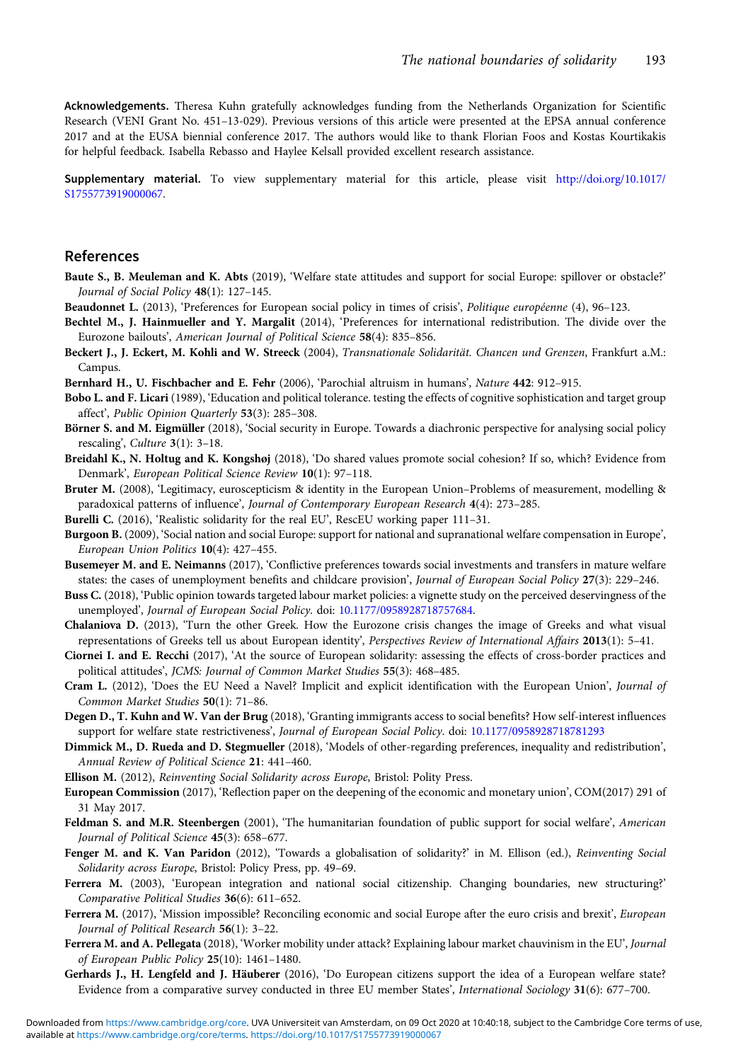**Acknowledgements.** Theresa Kuhn gratefully acknowledges funding from the Netherlands Organization for Scientific Research (VENI Grant No. 451–13-029). Previous versions of this article were presented at the EPSA annual conference 2017 and at the EUSA biennial conference 2017. The authors would like to thank Florian Foos and Kostas Kourtikakis for helpful feedback. Isabella Rebasso and Haylee Kelsall provided excellent research assistance.

**Supplementary material.** To view supplementary material for this article, please visit http://doi.org/10.1017/S1755773919000067.

## References

**Baute S., B. Meuleman and K. Abts** (2019), 'Welfare state attitudes and support for social Europe: spillover or obstacle?' *Journal of Social Policy* **48**(1): 127–145.

**Beaudonnet L.** (2013), 'Preferences for European social policy in times of crisis', *Politique européenne* (4), 96–123.

**Bechtel M., J. Hainmueller and Y. Margalit** (2014), 'Preferences for international redistribution. The divide over the Eurozone bailouts', *American Journal of Political Science* **58**(4): 835–856.

**Beckert J., J. Eckert, M. Kohli and W. Streeck** (2004), *Transnationale Solidarität. Chancen und Grenzen*, Frankfurt a.M.: Campus.

**Bernhard H., U. Fischbacher and E. Fehr** (2006), 'Parochial altruism in humans', *Nature* **442**: 912–915.

**Bobo L. and F. Licari** (1989), 'Education and political tolerance. testing the effects of cognitive sophistication and target group affect', *Public Opinion Quarterly* **53**(3): 285–308.

**Börner S. and M. Eigmüller** (2018), 'Social security in Europe. Towards a diachronic perspective for analysing social policy rescaling', *Culture* **3**(1): 3–18.

**Breidahl K., N. Holtug and K. Kongshøj** (2018), 'Do shared values promote social cohesion? If so, which? Evidence from Denmark', *European Political Science Review* **10**(1): 97–118.

**Bruter M.** (2008), 'Legitimacy, euroscepticism & identity in the European Union–Problems of measurement, modelling & paradoxical patterns of influence', *Journal of Contemporary European Research* **4**(4): 273–285.

**Burelli C.** (2016), 'Realistic solidarity for the real EU', RescEU working paper 111–31.

**Burgoon B.** (2009), 'Social nation and social Europe: support for national and supranational welfare compensation in Europe', *European Union Politics* **10**(4): 427–455.

**Busemeyer M. and E. Neimanns** (2017), 'Conflictive preferences towards social investments and transfers in mature welfare states: the cases of unemployment benefits and childcare provision', *Journal of European Social Policy* **27**(3): 229–246.

**Buss C.** (2018), 'Public opinion towards targeted labour market policies: a vignette study on the perceived deservingness of the unemployed', *Journal of European Social Policy*. doi: 10.1177/0958928718757684.

**Chalaniova D.** (2013), 'Turn the other Greek. How the Eurozone crisis changes the image of Greeks and what visual representations of Greeks tell us about European identity', *Perspectives Review of International Affairs* **2013**(1): 5–41.

**Ciornei I. and E. Recchi** (2017), 'At the source of European solidarity: assessing the effects of cross-border practices and political attitudes', *JCMS: Journal of Common Market Studies* **55**(3): 468–485.

**Cram L.** (2012), 'Does the EU Need a Navel? Implicit and explicit identification with the European Union', *Journal of Common Market Studies* **50**(1): 71–86.

**Degen D., T. Kuhn and W. Van der Brug** (2018), 'Granting immigrants access to social benefits? How self-interest influences support for welfare state restrictiveness', *Journal of European Social Policy*. doi: 10.1177/0958928718781293

**Dimmick M., D. Rueda and D. Stegmueller** (2018), 'Models of other-regarding preferences, inequality and redistribution', *Annual Review of Political Science* **21**: 441–460.

**Ellison M.** (2012), *Reinventing Social Solidarity across Europe*, Bristol: Polity Press.

**European Commission** (2017), 'Reflection paper on the deepening of the economic and monetary union', COM(2017) 291 of 31 May 2017.

**Feldman S. and M.R. Steenbergen** (2001), 'The humanitarian foundation of public support for social welfare', *American Journal of Political Science* **45**(3): 658–677.

**Fenger M. and K. Van Paridon** (2012), 'Towards a globalisation of solidarity?' in M. Ellison (ed.), *Reinventing Social Solidarity across Europe*, Bristol: Policy Press, pp. 49–69.

**Ferrera M.** (2003), 'European integration and national social citizenship. Changing boundaries, new structuring?' *Comparative Political Studies* **36**(6): 611–652.

**Ferrera M.** (2017), 'Mission impossible? Reconciling economic and social Europe after the euro crisis and brexit', *European Journal of Political Research* **56**(1): 3–22.

**Ferrera M. and A. Pellegata** (2018), 'Worker mobility under attack? Explaining labour market chauvinism in the EU', *Journal of European Public Policy* **25**(10): 1461–1480.

**Gerhards J., H. Lengfeld and J. Häuberer** (2016), 'Do European citizens support the idea of a European welfare state? Evidence from a comparative survey conducted in three EU member States', *International Sociology* **31**(6): 677–700.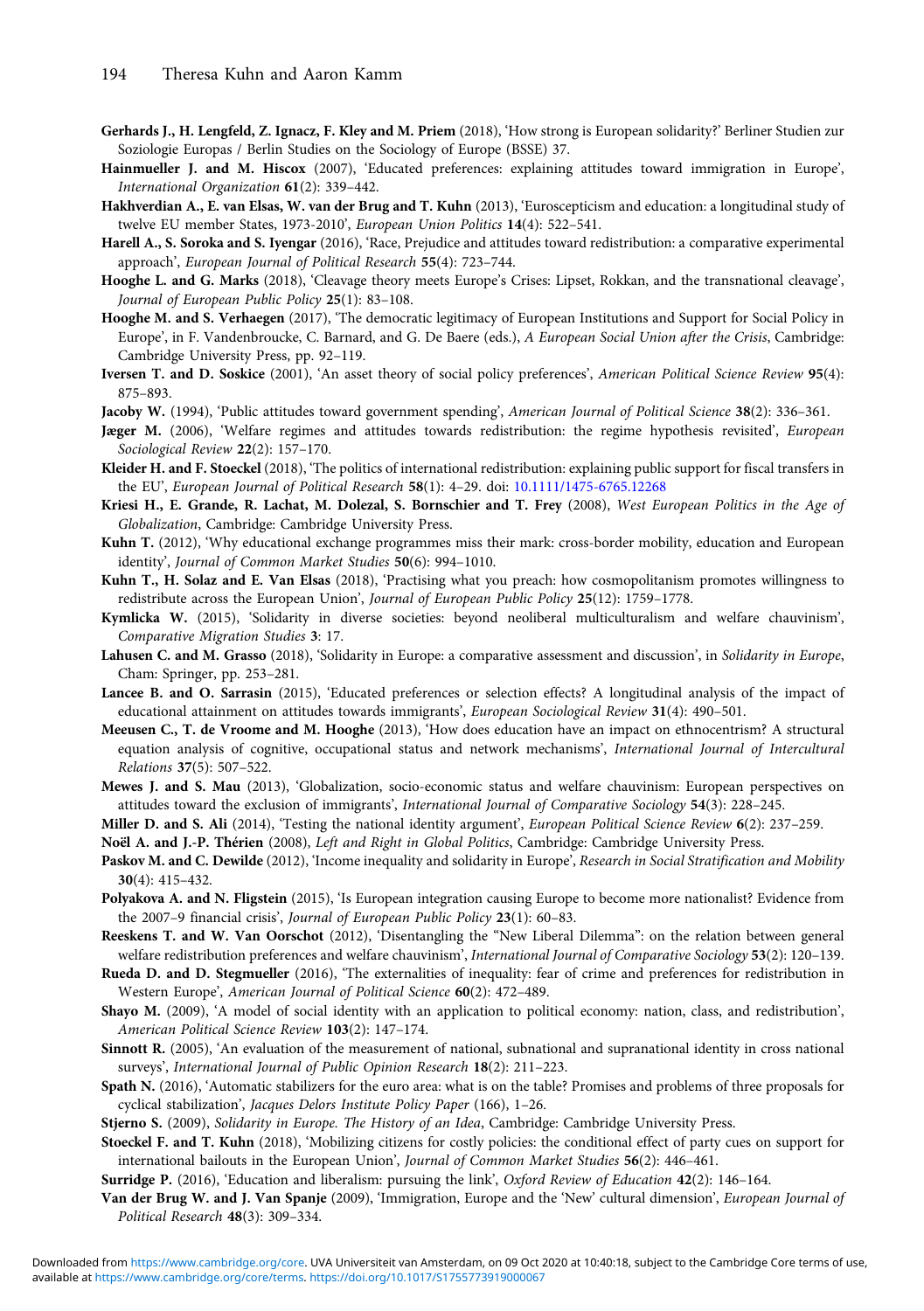**Gerhards J., H. Lengfeld, Z. Ignacz, F. Kley and M. Priem** (2018), 'How strong is European solidarity?' Berliner Studien zur Soziologie Europas / Berlin Studies on the Sociology of Europe (BSSE) 37.

**Hainmueller J. and M. Hiscox** (2007), 'Educated preferences: explaining attitudes toward immigration in Europe', *International Organization* **61**(2): 339–442.

**Hakhverdian A., E. van Elsas, W. van der Brug and T. Kuhn** (2013), 'Euroscepticism and education: a longitudinal study of twelve EU member States, 1973-2010', *European Union Politics* **14**(4): 522–541.

**Harell A., S. Soroka and S. Iyengar** (2016), 'Race, Prejudice and attitudes toward redistribution: a comparative experimental approach', *European Journal of Political Research* **55**(4): 723–744.

**Hooghe L. and G. Marks** (2018), 'Cleavage theory meets Europe's Crises: Lipset, Rokkan, and the transnational cleavage', *Journal of European Public Policy* **25**(1): 83–108.

**Hooghe M. and S. Verhaegen** (2017), 'The democratic legitimacy of European Institutions and Support for Social Policy in Europe', in F. Vandenbroucke, C. Barnard, and G. De Baere (eds.), *A European Social Union after the Crisis*, Cambridge: Cambridge University Press, pp. 92–119.

**Iversen T. and D. Soskice** (2001), 'An asset theory of social policy preferences', *American Political Science Review* **95**(4): 875–893.

**Jacoby W.** (1994), 'Public attitudes toward government spending', *American Journal of Political Science* **38**(2): 336–361.

**Jæger M.** (2006), 'Welfare regimes and attitudes towards redistribution: the regime hypothesis revisited', *European Sociological Review* **22**(2): 157–170.

**Kleider H. and F. Stoeckel** (2018), 'The politics of international redistribution: explaining public support for fiscal transfers in the EU', *European Journal of Political Research* **58**(1): 4–29. doi: 10.1111/1475-6765.12268

**Kriesi H., E. Grande, R. Lachat, M. Dolezal, S. Bornschier and T. Frey** (2008), *West European Politics in the Age of Globalization*, Cambridge: Cambridge University Press.

**Kuhn T.** (2012), 'Why educational exchange programmes miss their mark: cross-border mobility, education and European identity', *Journal of Common Market Studies* **50**(6): 994–1010.

**Kuhn T., H. Solaz and E. Van Elsas** (2018), 'Practising what you preach: how cosmopolitanism promotes willingness to redistribute across the European Union', *Journal of European Public Policy* **25**(12): 1759–1778.

**Kymlicka W.** (2015), 'Solidarity in diverse societies: beyond neoliberal multiculturalism and welfare chauvinism', *Comparative Migration Studies* **3**: 17.

**Lahusen C. and M. Grasso** (2018), 'Solidarity in Europe: a comparative assessment and discussion', in *Solidarity in Europe*, Cham: Springer, pp. 253–281.

**Lancee B. and O. Sarrasin** (2015), 'Educated preferences or selection effects? A longitudinal analysis of the impact of educational attainment on attitudes towards immigrants', *European Sociological Review* **31**(4): 490–501.

**Meeusen C., T. de Vroome and M. Hooghe** (2013), 'How does education have an impact on ethnocentrism? A structural equation analysis of cognitive, occupational status and network mechanisms', *International Journal of Intercultural Relations* **37**(5): 507–522.

**Mewes J. and S. Mau** (2013), 'Globalization, socio-economic status and welfare chauvinism: European perspectives on attitudes toward the exclusion of immigrants', *International Journal of Comparative Sociology* **54**(3): 228–245.

**Miller D. and S. Ali** (2014), 'Testing the national identity argument', *European Political Science Review* **6**(2): 237–259.

**Noël A. and J.-P. Thérien** (2008), *Left and Right in Global Politics*, Cambridge: Cambridge University Press.

**Paskov M. and C. Dewilde** (2012), 'Income inequality and solidarity in Europe', *Research in Social Stratification and Mobility* **30**(4): 415–432.

**Polyakova A. and N. Fligstein** (2015), 'Is European integration causing Europe to become more nationalist? Evidence from the 2007–9 financial crisis', *Journal of European Public Policy* **23**(1): 60–83.

**Reeskens T. and W. Van Oorschot** (2012), 'Disentangling the "New Liberal Dilemma": on the relation between general welfare redistribution preferences and welfare chauvinism', *International Journal of Comparative Sociology* **53**(2): 120–139.

**Rueda D. and D. Stegmueller** (2016), 'The externalities of inequality: fear of crime and preferences for redistribution in Western Europe', *American Journal of Political Science* **60**(2): 472–489.

**Shayo M.** (2009), 'A model of social identity with an application to political economy: nation, class, and redistribution', *American Political Science Review* **103**(2): 147–174.

**Sinnott R.** (2005), 'An evaluation of the measurement of national, subnational and supranational identity in cross national surveys', *International Journal of Public Opinion Research* **18**(2): 211–223.

**Spath N.** (2016), 'Automatic stabilizers for the euro area: what is on the table? Promises and problems of three proposals for cyclical stabilization', *Jacques Delors Institute Policy Paper* (166), 1–26.

**Stjerno S.** (2009), *Solidarity in Europe. The History of an Idea*, Cambridge: Cambridge University Press.

**Stoeckel F. and T. Kuhn** (2018), 'Mobilizing citizens for costly policies: the conditional effect of party cues on support for international bailouts in the European Union', *Journal of Common Market Studies* **56**(2): 446–461.

**Surridge P.** (2016), 'Education and liberalism: pursuing the link', *Oxford Review of Education* **42**(2): 146–164.

**Van der Brug W. and J. Van Spanje** (2009), 'Immigration, Europe and the 'New' cultural dimension', *European Journal of Political Research* **48**(3): 309–334.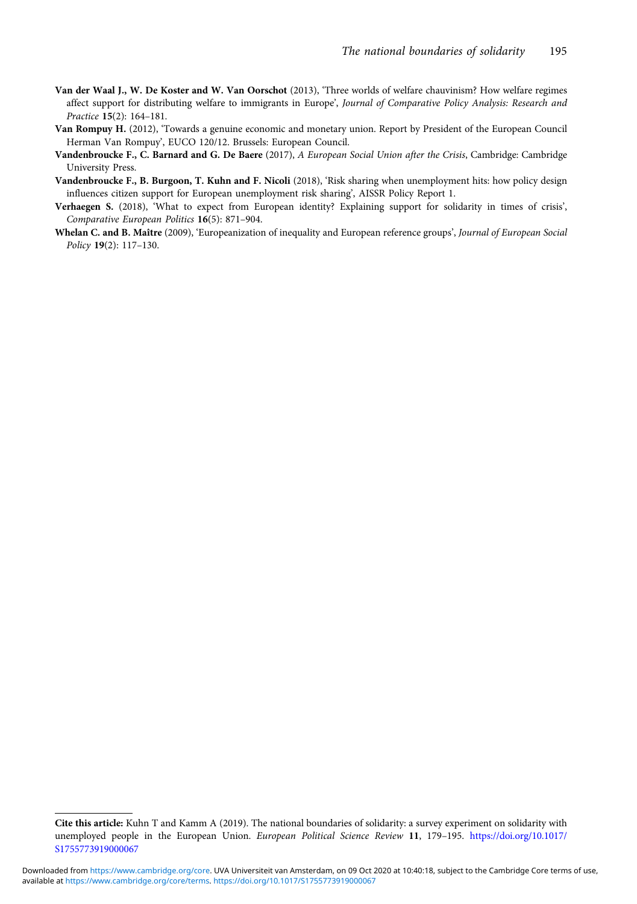**Van der Waal J., W. De Koster and W. Van Oorschot** (2013), 'Three worlds of welfare chauvinism? How welfare regimes affect support for distributing welfare to immigrants in Europe', *Journal of Comparative Policy Analysis: Research and Practice* **15**(2): 164–181.

**Van Rompuy H.** (2012), 'Towards a genuine economic and monetary union. Report by President of the European Council Herman Van Rompuy', EUCO 120/12. Brussels: European Council.

**Vandenbroucke F., C. Barnard and G. De Baere** (2017), *A European Social Union after the Crisis*, Cambridge: Cambridge University Press.

**Vandenbroucke F., B. Burgoon, T. Kuhn and F. Nicoli** (2018), 'Risk sharing when unemployment hits: how policy design influences citizen support for European unemployment risk sharing', AISSR Policy Report 1.

**Verhaegen S.** (2018), 'What to expect from European identity? Explaining support for solidarity in times of crisis', *Comparative European Politics* **16**(5): 871–904.

**Whelan C. and B. Maître** (2009), 'Europeanization of inequality and European reference groups', *Journal of European Social Policy* **19**(2): 117–130.

**Cite this article:** Kuhn T and Kamm A (2019). The national boundaries of solidarity: a survey experiment on solidarity with unemployed people in the European Union. *European Political Science Review* **11**, 179–195. https://doi.org/10.1017/S1755773919000067